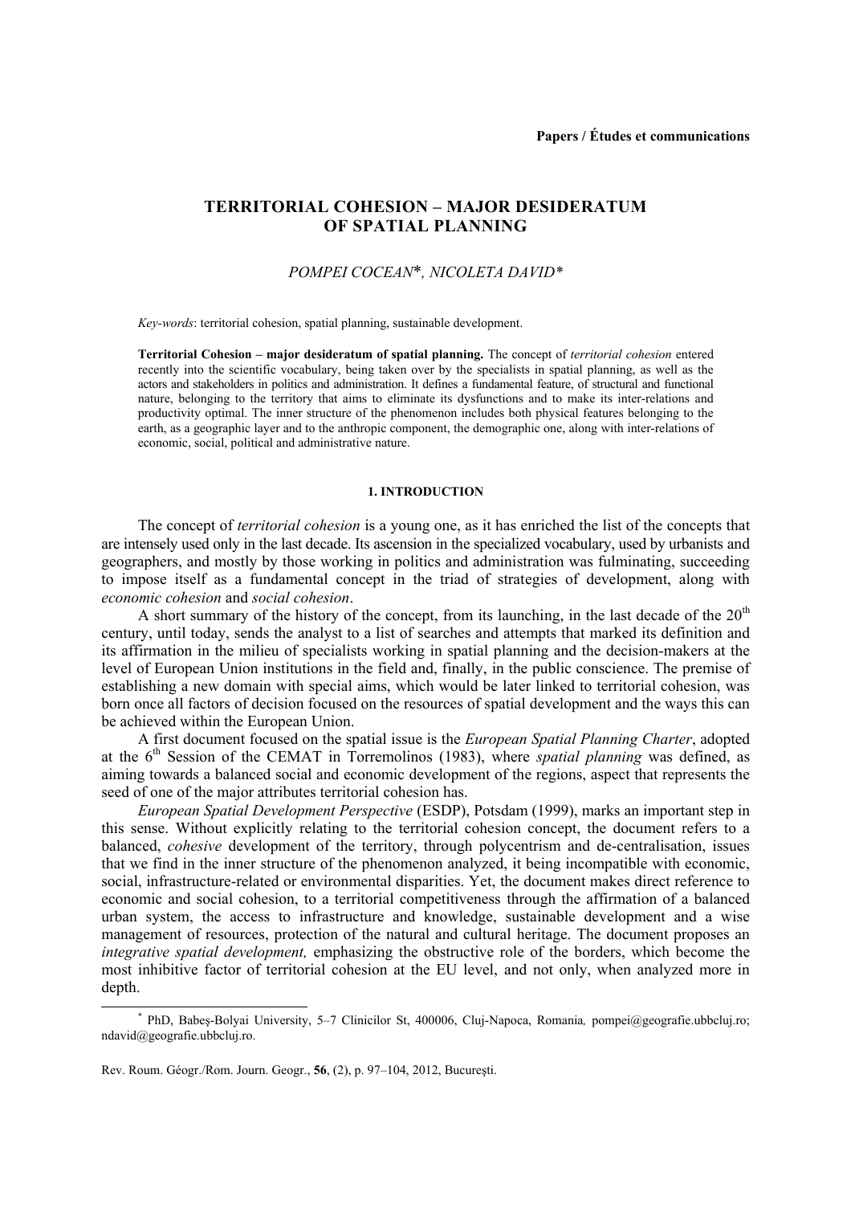Papers / Études et communications

# TERRITORIAL COHESION – MAJOR DESIDERATUM OF SPATIAL PLANNING

*POMPEI COCEAN*\*, *NICOLETA DAVID*\*

*Key-words*: territorial cohesion, spatial planning, sustainable development.

**Territorial Cohesion – major desideratum of spatial planning.** The concept of *territorial cohesion* entered recently into the scientific vocabulary, being taken over by the specialists in spatial planning, as well as the actors and stakeholders in politics and administration. It defines a fundamental feature, of structural and functional nature, belonging to the territory that aims to eliminate its dysfunctions and to make its inter-relations and productivity optimal. The inner structure of the phenomenon includes both physical features belonging to the earth, as a geographic layer and to the anthropic component, the demographic one, along with inter-relations of economic, social, political and administrative nature.

## 1. INTRODUCTION

The concept of *territorial cohesion* is a young one, as it has enriched the list of the concepts that are intensely used only in the last decade. Its ascension in the specialized vocabulary, used by urbanists and geographers, and mostly by those working in politics and administration was fulminating, succeeding to impose itself as a fundamental concept in the triad of strategies of development, along with *economic cohesion* and *social cohesion*.

A short summary of the history of the concept, from its launching, in the last decade of the 20th century, until today, sends the analyst to a list of searches and attempts that marked its definition and its affirmation in the milieu of specialists working in spatial planning and the decision-makers at the level of European Union institutions in the field and, finally, in the public conscience. The premise of establishing a new domain with special aims, which would be later linked to territorial cohesion, was born once all factors of decision focused on the resources of spatial development and the ways this can be achieved within the European Union.

A first document focused on the spatial issue is the *European Spatial Planning Charter*, adopted at the 6th Session of the CEMAT in Torremolinos (1983), where *spatial planning* was defined, as aiming towards a balanced social and economic development of the regions, aspect that represents the seed of one of the major attributes territorial cohesion has.

*European Spatial Development Perspective* (ESDP), Potsdam (1999), marks an important step in this sense. Without explicitly relating to the territorial cohesion concept, the document refers to a balanced, *cohesive* development of the territory, through polycentrism and de-centralisation, issues that we find in the inner structure of the phenomenon analyzed, it being incompatible with economic, social, infrastructure-related or environmental disparities. Yet, the document makes direct reference to economic and social cohesion, to a territorial competitiveness through the affirmation of a balanced urban system, the access to infrastructure and knowledge, sustainable development and a wise management of resources, protection of the natural and cultural heritage. The document proposes an *integrative spatial development,* emphasizing the obstructive role of the borders, which become the most inhibitive factor of territorial cohesion at the EU level, and not only, when analyzed more in depth.

\* PhD, Babeş-Bolyai University, 5–7 Clinicilor St, 400006, Cluj-Napoca, Romania, pompei@geografie.ubbcluj.ro; ndavid@geografie.ubbcluj.ro.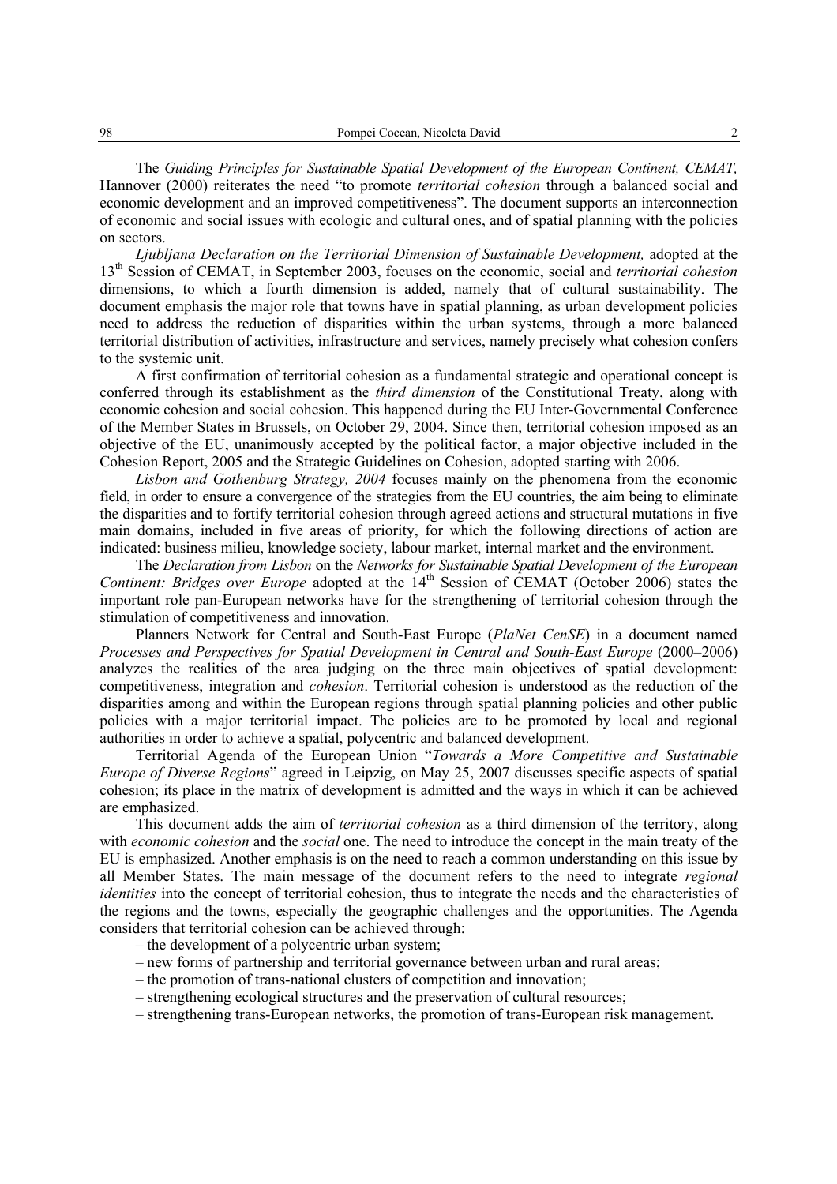The *Guiding Principles for Sustainable Spatial Development of the European Continent, CEMAT,* Hannover (2000) reiterates the need "to promote *territorial cohesion* through a balanced social and economic development and an improved competitiveness". The document supports an interconnection of economic and social issues with ecologic and cultural ones, and of spatial planning with the policies on sectors.

*Ljubljana Declaration on the Territorial Dimension of Sustainable Development,* adopted at the 13th Session of CEMAT, in September 2003, focuses on the economic, social and *territorial cohesion* dimensions, to which a fourth dimension is added, namely that of cultural sustainability. The document emphasis the major role that towns have in spatial planning, as urban development policies need to address the reduction of disparities within the urban systems, through a more balanced territorial distribution of activities, infrastructure and services, namely precisely what cohesion confers to the systemic unit.

A first confirmation of territorial cohesion as a fundamental strategic and operational concept is conferred through its establishment as the *third dimension* of the Constitutional Treaty, along with economic cohesion and social cohesion. This happened during the EU Inter-Governmental Conference of the Member States in Brussels, on October 29, 2004. Since then, territorial cohesion imposed as an objective of the EU, unanimously accepted by the political factor, a major objective included in the Cohesion Report, 2005 and the Strategic Guidelines on Cohesion, adopted starting with 2006.

*Lisbon and Gothenburg Strategy, 2004* focuses mainly on the phenomena from the economic field, in order to ensure a convergence of the strategies from the EU countries, the aim being to eliminate the disparities and to fortify territorial cohesion through agreed actions and structural mutations in five main domains, included in five areas of priority, for which the following directions of action are indicated: business milieu, knowledge society, labour market, internal market and the environment.

The *Declaration from Lisbon* on the *Networks for Sustainable Spatial Development of the European Continent: Bridges over Europe* adopted at the 14th Session of CEMAT (October 2006) states the important role pan-European networks have for the strengthening of territorial cohesion through the stimulation of competitiveness and innovation.

Planners Network for Central and South-East Europe (*PlaNet CenSE*) in a document named *Processes and Perspectives for Spatial Development in Central and South-East Europe* (2000–2006) analyzes the realities of the area judging on the three main objectives of spatial development: competitiveness, integration and *cohesion*. Territorial cohesion is understood as the reduction of the disparities among and within the European regions through spatial planning policies and other public policies with a major territorial impact. The policies are to be promoted by local and regional authorities in order to achieve a spatial, polycentric and balanced development.

Territorial Agenda of the European Union "*Towards a More Competitive and Sustainable Europe of Diverse Regions*" agreed in Leipzig, on May 25, 2007 discusses specific aspects of spatial cohesion; its place in the matrix of development is admitted and the ways in which it can be achieved are emphasized.

This document adds the aim of *territorial cohesion* as a third dimension of the territory, along with *economic cohesion* and the *social* one. The need to introduce the concept in the main treaty of the EU is emphasized. Another emphasis is on the need to reach a common understanding on this issue by all Member States. The main message of the document refers to the need to integrate *regional identities* into the concept of territorial cohesion, thus to integrate the needs and the characteristics of the regions and the towns, especially the geographic challenges and the opportunities. The Agenda considers that territorial cohesion can be achieved through:

– the development of a polycentric urban system;
– new forms of partnership and territorial governance between urban and rural areas;
– the promotion of trans-national clusters of competition and innovation;
– strengthening ecological structures and the preservation of cultural resources;
– strengthening trans-European networks, the promotion of trans-European risk management.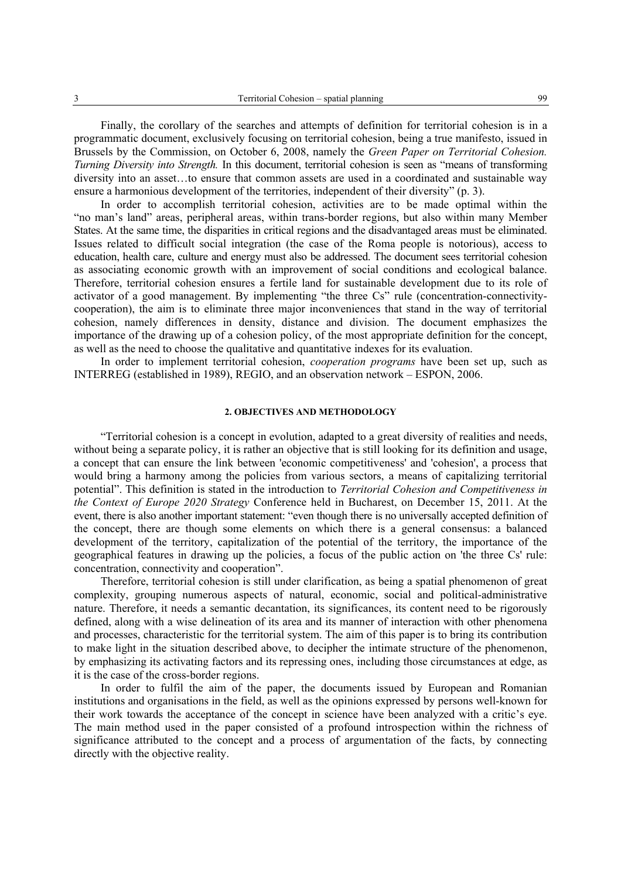Finally, the corollary of the searches and attempts of definition for territorial cohesion is in a programmatic document, exclusively focusing on territorial cohesion, being a true manifesto, issued in Brussels by the Commission, on October 6, 2008, namely the *Green Paper on Territorial Cohesion. Turning Diversity into Strength.* In this document, territorial cohesion is seen as "means of transforming diversity into an asset…to ensure that common assets are used in a coordinated and sustainable way ensure a harmonious development of the territories, independent of their diversity" (p. 3).

In order to accomplish territorial cohesion, activities are to be made optimal within the "no man's land" areas, peripheral areas, within trans-border regions, but also within many Member States. At the same time, the disparities in critical regions and the disadvantaged areas must be eliminated. Issues related to difficult social integration (the case of the Roma people is notorious), access to education, health care, culture and energy must also be addressed. The document sees territorial cohesion as associating economic growth with an improvement of social conditions and ecological balance. Therefore, territorial cohesion ensures a fertile land for sustainable development due to its role of activator of a good management. By implementing "the three Cs" rule (concentration-connectivity-cooperation), the aim is to eliminate three major inconveniences that stand in the way of territorial cohesion, namely differences in density, distance and division. The document emphasizes the importance of the drawing up of a cohesion policy, of the most appropriate definition for the concept, as well as the need to choose the qualitative and quantitative indexes for its evaluation.

In order to implement territorial cohesion, *cooperation programs* have been set up, such as INTERREG (established in 1989), REGIO, and an observation network – ESPON, 2006.

## 2. OBJECTIVES AND METHODOLOGY

"Territorial cohesion is a concept in evolution, adapted to a great diversity of realities and needs, without being a separate policy, it is rather an objective that is still looking for its definition and usage, a concept that can ensure the link between 'economic competitiveness' and 'cohesion', a process that would bring a harmony among the policies from various sectors, a means of capitalizing territorial potential". This definition is stated in the introduction to *Territorial Cohesion and Competitiveness in the Context of Europe 2020 Strategy* Conference held in Bucharest, on December 15, 2011. At the event, there is also another important statement: "even though there is no universally accepted definition of the concept, there are though some elements on which there is a general consensus: a balanced development of the territory, capitalization of the potential of the territory, the importance of the geographical features in drawing up the policies, a focus of the public action on 'the three Cs' rule: concentration, connectivity and cooperation".

Therefore, territorial cohesion is still under clarification, as being a spatial phenomenon of great complexity, grouping numerous aspects of natural, economic, social and political-administrative nature. Therefore, it needs a semantic decantation, its significances, its content need to be rigorously defined, along with a wise delineation of its area and its manner of interaction with other phenomena and processes, characteristic for the territorial system. The aim of this paper is to bring its contribution to make light in the situation described above, to decipher the intimate structure of the phenomenon, by emphasizing its activating factors and its repressing ones, including those circumstances at edge, as it is the case of the cross-border regions.

In order to fulfil the aim of the paper, the documents issued by European and Romanian institutions and organisations in the field, as well as the opinions expressed by persons well-known for their work towards the acceptance of the concept in science have been analyzed with a critic's eye. The main method used in the paper consisted of a profound introspection within the richness of significance attributed to the concept and a process of argumentation of the facts, by connecting directly with the objective reality.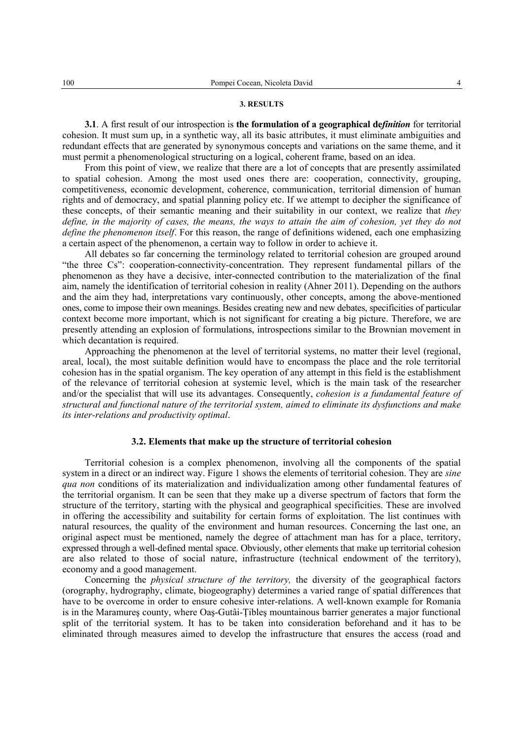### 3. RESULTS

**3.1**. A first result of our introspection is **the formulation of a geographical de*finition*** for territorial cohesion. It must sum up, in a synthetic way, all its basic attributes, it must eliminate ambiguities and redundant effects that are generated by synonymous concepts and variations on the same theme, and it must permit a phenomenological structuring on a logical, coherent frame, based on an idea.

From this point of view, we realize that there are a lot of concepts that are presently assimilated to spatial cohesion. Among the most used ones there are: cooperation, connectivity, grouping, competitiveness, economic development, coherence, communication, territorial dimension of human rights and of democracy, and spatial planning policy etc. If we attempt to decipher the significance of these concepts, of their semantic meaning and their suitability in our context, we realize that *they define, in the majority of cases, the means, the ways to attain the aim of cohesion, yet they do not define the phenomenon itself*. For this reason, the range of definitions widened, each one emphasizing a certain aspect of the phenomenon, a certain way to follow in order to achieve it.

All debates so far concerning the terminology related to territorial cohesion are grouped around "the three Cs": cooperation-connectivity-concentration. They represent fundamental pillars of the phenomenon as they have a decisive, inter-connected contribution to the materialization of the final aim, namely the identification of territorial cohesion in reality (Ahner 2011). Depending on the authors and the aim they had, interpretations vary continuously, other concepts, among the above-mentioned ones, come to impose their own meanings. Besides creating new and new debates, specificities of particular context become more important, which is not significant for creating a big picture. Therefore, we are presently attending an explosion of formulations, introspections similar to the Brownian movement in which decantation is required.

Approaching the phenomenon at the level of territorial systems, no matter their level (regional, areal, local), the most suitable definition would have to encompass the place and the role territorial cohesion has in the spatial organism. The key operation of any attempt in this field is the establishment of the relevance of territorial cohesion at systemic level, which is the main task of the researcher and/or the specialist that will use its advantages. Consequently, *cohesion is a fundamental feature of structural and functional nature of the territorial system, aimed to eliminate its dysfunctions and make its inter-relations and productivity optimal*.

### 3.2. Elements that make up the structure of territorial cohesion

Territorial cohesion is a complex phenomenon, involving all the components of the spatial system in a direct or an indirect way. Figure 1 shows the elements of territorial cohesion. They are *sine qua non* conditions of its materialization and individualization among other fundamental features of the territorial organism. It can be seen that they make up a diverse spectrum of factors that form the structure of the territory, starting with the physical and geographical specificities. These are involved in offering the accessibility and suitability for certain forms of exploitation. The list continues with natural resources, the quality of the environment and human resources. Concerning the last one, an original aspect must be mentioned, namely the degree of attachment man has for a place, territory, expressed through a well-defined mental space. Obviously, other elements that make up territorial cohesion are also related to those of social nature, infrastructure (technical endowment of the territory), economy and a good management.

Concerning the *physical structure of the territory,* the diversity of the geographical factors (orography, hydrography, climate, biogeography) determines a varied range of spatial differences that have to be overcome in order to ensure cohesive inter-relations. A well-known example for Romania is in the Maramureş county, where Oaş-Gutâi-Ţibleş mountainous barrier generates a major functional split of the territorial system. It has to be taken into consideration beforehand and it has to be eliminated through measures aimed to develop the infrastructure that ensures the access (road and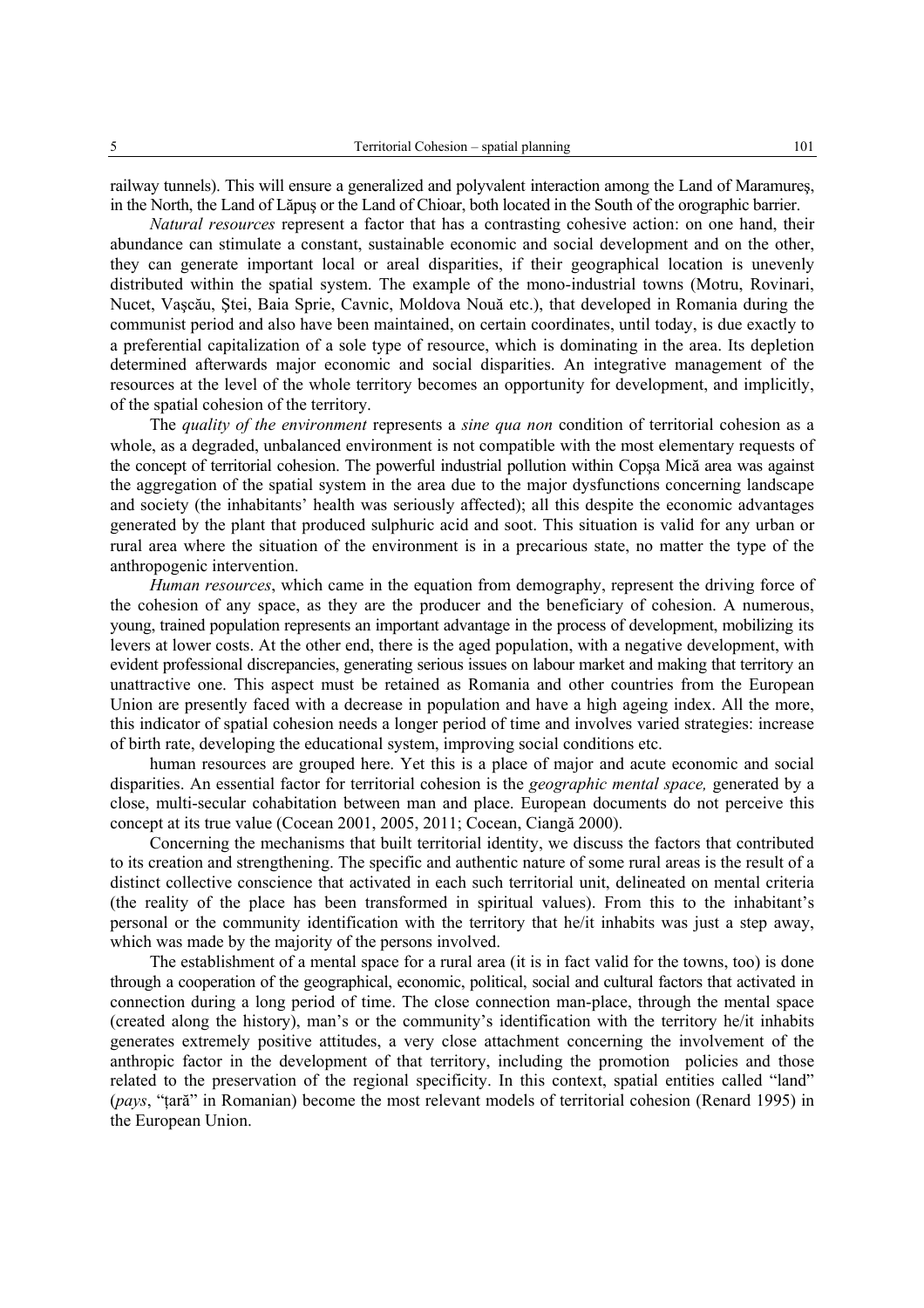railway tunnels). This will ensure a generalized and polyvalent interaction among the Land of Maramureş, in the North, the Land of Lăpuş or the Land of Chioar, both located in the South of the orographic barrier.

*Natural resources* represent a factor that has a contrasting cohesive action: on one hand, their abundance can stimulate a constant, sustainable economic and social development and on the other, they can generate important local or areal disparities, if their geographical location is unevenly distributed within the spatial system. The example of the mono-industrial towns (Motru, Rovinari, Nucet, Vaşcău, Ştei, Baia Sprie, Cavnic, Moldova Nouă etc.), that developed in Romania during the communist period and also have been maintained, on certain coordinates, until today, is due exactly to a preferential capitalization of a sole type of resource, which is dominating in the area. Its depletion determined afterwards major economic and social disparities. An integrative management of the resources at the level of the whole territory becomes an opportunity for development, and implicitly, of the spatial cohesion of the territory.

The *quality of the environment* represents a *sine qua non* condition of territorial cohesion as a whole, as a degraded, unbalanced environment is not compatible with the most elementary requests of the concept of territorial cohesion. The powerful industrial pollution within Copşa Mică area was against the aggregation of the spatial system in the area due to the major dysfunctions concerning landscape and society (the inhabitants' health was seriously affected); all this despite the economic advantages generated by the plant that produced sulphuric acid and soot. This situation is valid for any urban or rural area where the situation of the environment is in a precarious state, no matter the type of the anthropogenic intervention.

*Human resources*, which came in the equation from demography, represent the driving force of the cohesion of any space, as they are the producer and the beneficiary of cohesion. A numerous, young, trained population represents an important advantage in the process of development, mobilizing its levers at lower costs. At the other end, there is the aged population, with a negative development, with evident professional discrepancies, generating serious issues on labour market and making that territory an unattractive one. This aspect must be retained as Romania and other countries from the European Union are presently faced with a decrease in population and have a high ageing index. All the more, this indicator of spatial cohesion needs a longer period of time and involves varied strategies: increase of birth rate, developing the educational system, improving social conditions etc.

human resources are grouped here. Yet this is a place of major and acute economic and social disparities. An essential factor for territorial cohesion is the *geographic mental space,* generated by a close, multi-secular cohabitation between man and place. European documents do not perceive this concept at its true value (Cocean 2001, 2005, 2011; Cocean, Ciangă 2000).

Concerning the mechanisms that built territorial identity, we discuss the factors that contributed to its creation and strengthening. The specific and authentic nature of some rural areas is the result of a distinct collective conscience that activated in each such territorial unit, delineated on mental criteria (the reality of the place has been transformed in spiritual values). From this to the inhabitant's personal or the community identification with the territory that he/it inhabits was just a step away, which was made by the majority of the persons involved.

The establishment of a mental space for a rural area (it is in fact valid for the towns, too) is done through a cooperation of the geographical, economic, political, social and cultural factors that activated in connection during a long period of time. The close connection man-place, through the mental space (created along the history), man's or the community's identification with the territory he/it inhabits generates extremely positive attitudes, a very close attachment concerning the involvement of the anthropic factor in the development of that territory, including the promotion policies and those related to the preservation of the regional specificity. In this context, spatial entities called "land" (*pays*, "ţară" in Romanian) become the most relevant models of territorial cohesion (Renard 1995) in the European Union.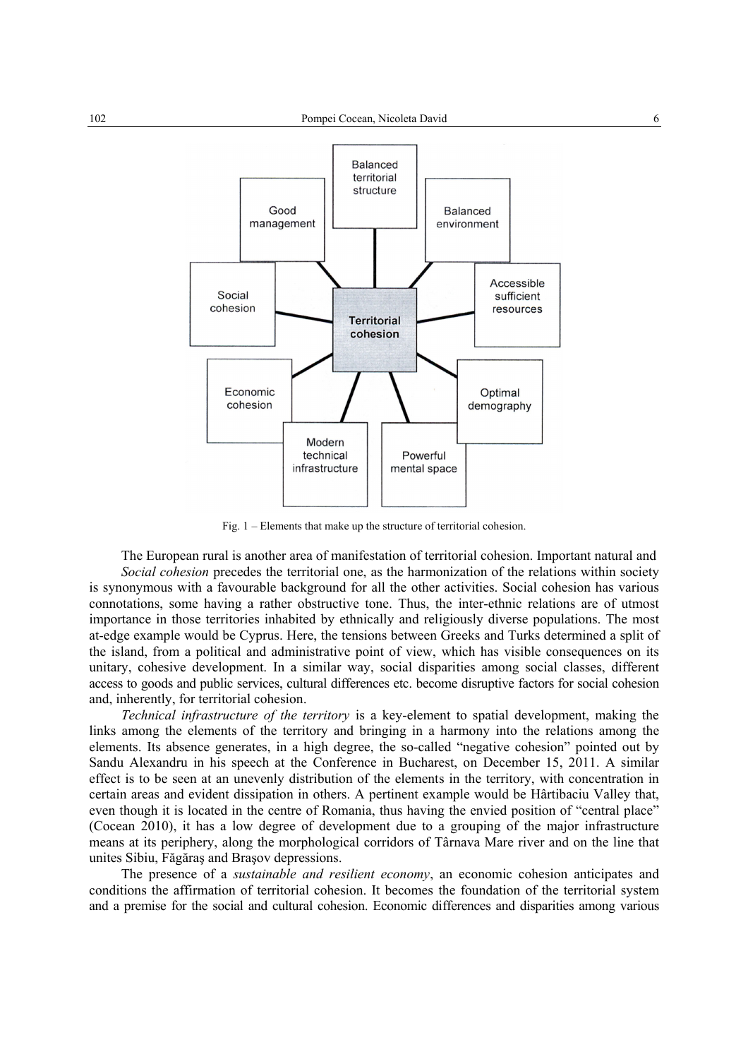Fig. 1 – Elements that make up the structure of territorial cohesion.

The European rural is another area of manifestation of territorial cohesion. Important natural and

*Social cohesion* precedes the territorial one, as the harmonization of the relations within society is synonymous with a favourable background for all the other activities. Social cohesion has various connotations, some having a rather obstructive tone. Thus, the inter-ethnic relations are of utmost importance in those territories inhabited by ethnically and religiously diverse populations. The most at-edge example would be Cyprus. Here, the tensions between Greeks and Turks determined a split of the island, from a political and administrative point of view, which has visible consequences on its unitary, cohesive development. In a similar way, social disparities among social classes, different access to goods and public services, cultural differences etc. become disruptive factors for social cohesion and, inherently, for territorial cohesion.

*Technical infrastructure of the territory* is a key-element to spatial development, making the links among the elements of the territory and bringing in a harmony into the relations among the elements. Its absence generates, in a high degree, the so-called "negative cohesion" pointed out by Sandu Alexandru in his speech at the Conference in Bucharest, on December 15, 2011. A similar effect is to be seen at an unevenly distribution of the elements in the territory, with concentration in certain areas and evident dissipation in others. A pertinent example would be Hârtibaciu Valley that, even though it is located in the centre of Romania, thus having the envied position of "central place" (Cocean 2010), it has a low degree of development due to a grouping of the major infrastructure means at its periphery, along the morphological corridors of Târnava Mare river and on the line that unites Sibiu, Făgăraş and Braşov depressions.

The presence of a *sustainable and resilient economy*, an economic cohesion anticipates and conditions the affirmation of territorial cohesion. It becomes the foundation of the territorial system and a premise for the social and cultural cohesion. Economic differences and disparities among various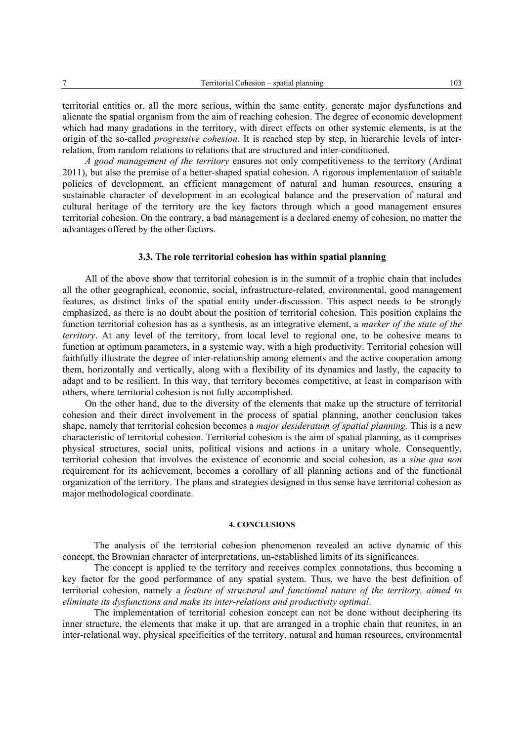territorial entities or, all the more serious, within the same entity, generate major dysfunctions and alienate the spatial organism from the aim of reaching cohesion. The degree of economic development which had many gradations in the territory, with direct effects on other systemic elements, is at the origin of the so-called *progressive cohesion.* It is reached step by step, in hierarchic levels of inter-relation, from random relations to relations that are structured and inter-conditioned.

*A good management of the territory* ensures not only competitiveness to the territory (Ardinat 2011), but also the premise of a better-shaped spatial cohesion. A rigorous implementation of suitable policies of development, an efficient management of natural and human resources, ensuring a sustainable character of development in an ecological balance and the preservation of natural and cultural heritage of the territory are the key factors through which a good management ensures territorial cohesion. On the contrary, a bad management is a declared enemy of cohesion, no matter the advantages offered by the other factors.

### 3.3. The role territorial cohesion has within spatial planning

All of the above show that territorial cohesion is in the summit of a trophic chain that includes all the other geographical, economic, social, infrastructure-related, environmental, good management features, as distinct links of the spatial entity under-discussion. This aspect needs to be strongly emphasized, as there is no doubt about the position of territorial cohesion. This position explains the function territorial cohesion has as a synthesis, as an integrative element, a *marker of the state of the territory*. At any level of the territory, from local level to regional one, to be cohesive means to function at optimum parameters, in a systemic way, with a high productivity. Territorial cohesion will faithfully illustrate the degree of inter-relationship among elements and the active cooperation among them, horizontally and vertically, along with a flexibility of its dynamics and lastly, the capacity to adapt and to be resilient. In this way, that territory becomes competitive, at least in comparison with others, where territorial cohesion is not fully accomplished.

On the other hand, due to the diversity of the elements that make up the structure of territorial cohesion and their direct involvement in the process of spatial planning, another conclusion takes shape, namely that territorial cohesion becomes a *major desideratum of spatial planning.* This is a new characteristic of territorial cohesion. Territorial cohesion is the aim of spatial planning, as it comprises physical structures, social units, political visions and actions in a unitary whole. Consequently, territorial cohesion that involves the existence of economic and social cohesion, as a *sine qua non* requirement for its achievement, becomes a corollary of all planning actions and of the functional organization of the territory. The plans and strategies designed in this sense have territorial cohesion as major methodological coordinate.

## 4. CONCLUSIONS

The analysis of the territorial cohesion phenomenon revealed an active dynamic of this concept, the Brownian character of interpretations, un-established limits of its significances.

The concept is applied to the territory and receives complex connotations, thus becoming a key factor for the good performance of any spatial system. Thus, we have the best definition of territorial cohesion, namely a *feature of structural and functional nature of the territory, aimed to eliminate its dysfunctions and make its inter-relations and productivity optimal*.

The implementation of territorial cohesion concept can not be done without deciphering its inner structure, the elements that make it up, that are arranged in a trophic chain that reunites, in an inter-relational way, physical specificities of the territory, natural and human resources, environmental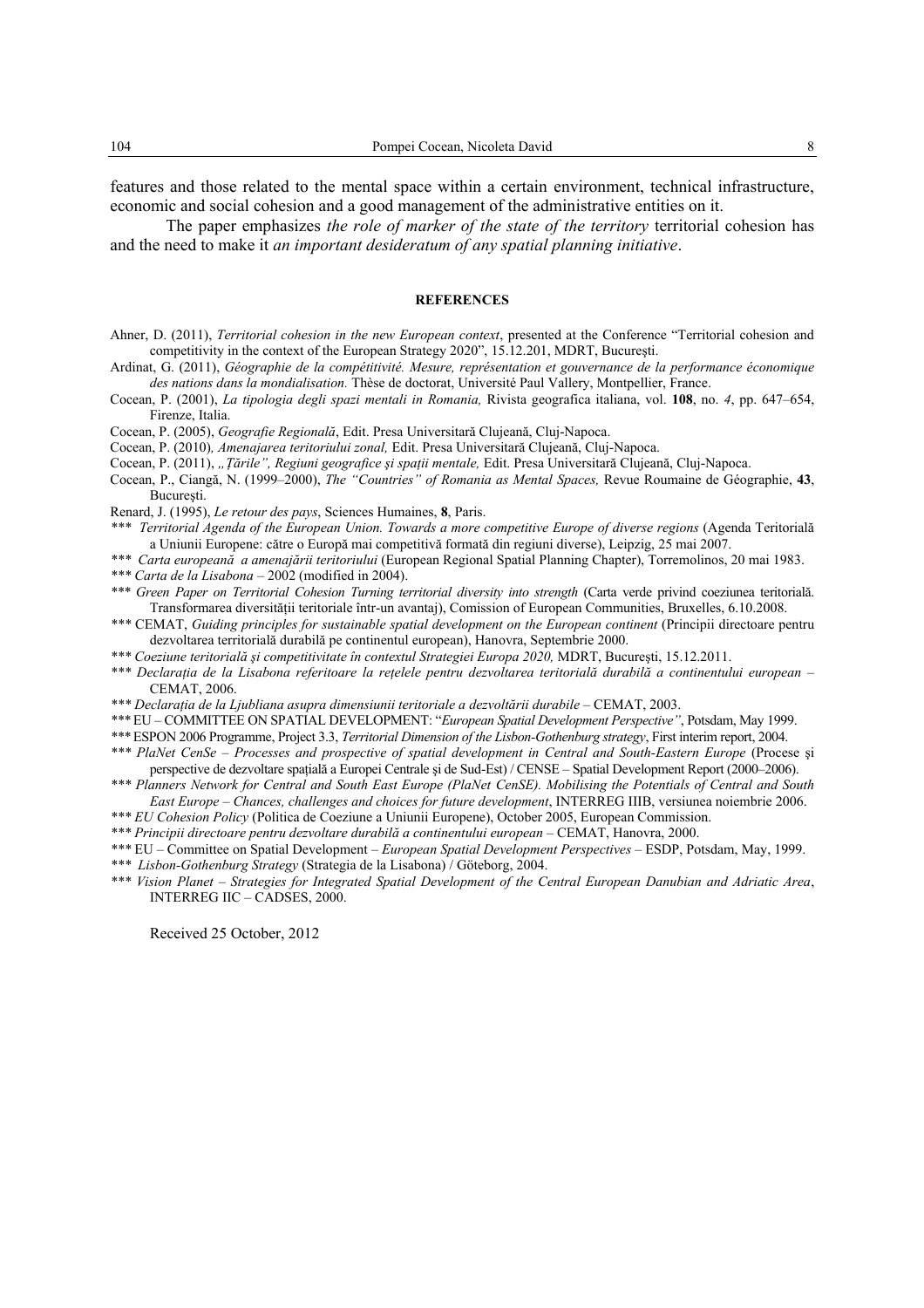features and those related to the mental space within a certain environment, technical infrastructure, economic and social cohesion and a good management of the administrative entities on it.

The paper emphasizes *the role of marker of the state of the territory* territorial cohesion has and the need to make it *an important desideratum of any spatial planning initiative*.

## REFERENCES

Ahner, D. (2011), *Territorial cohesion in the new European context*, presented at the Conference "Territorial cohesion and competitivity in the context of the European Strategy 2020", 15.12.201, MDRT, Bucureşti.

Ardinat, G. (2011), *Géographie de la compétitivité. Mesure, représentation et gouvernance de la performance économique des nations dans la mondialisation.* Thèse de doctorat, Université Paul Vallery, Montpellier, France.

Cocean, P. (2001), *La tipologia degli spazi mentali in Romania,* Rivista geografica italiana, vol. **108**, no. *4*, pp. 647–654, Firenze, Italia.

Cocean, P. (2005), *Geografie Regională*, Edit. Presa Universitară Clujeană, Cluj-Napoca.

Cocean, P. (2010), *Amenajarea teritoriului zonal,* Edit. Presa Universitară Clujeană, Cluj-Napoca.

Cocean, P. (2011), *„Ţările", Regiuni geografice şi spaţii mentale,* Edit. Presa Universitară Clujeană, Cluj-Napoca.

Cocean, P., Ciangă, N. (1999–2000), *The "Countries" of Romania as Mental Spaces,* Revue Roumaine de Géographie, **43**, Bucureşti.

Renard, J. (1995), *Le retour des pays*, Sciences Humaines, **8**, Paris.

\*\*\* *Territorial Agenda of the European Union. Towards a more competitive Europe of diverse regions* (Agenda Teritorială a Uniunii Europene: către o Europă mai competitivă formată din regiuni diverse), Leipzig, 25 mai 2007.

\*\*\* *Carta europeană a amenajării teritoriului* (European Regional Spatial Planning Chapter), Torremolinos, 20 mai 1983.

\*\*\* *Carta de la Lisabona* – 2002 (modified in 2004).

\*\*\* *Green Paper on Territorial Cohesion Turning territorial diversity into strength* (Carta verde privind coeziunea teritorială. Transformarea diversităţii teritoriale într-un avantaj), Comission of European Communities, Bruxelles, 6.10.2008.

\*\*\* CEMAT, *Guiding principles for sustainable spatial development on the European continent* (Principii directoare pentru dezvoltarea teritorială durabilă pe continentul european), Hanovra, Septembrie 2000.

\*\*\* *Coeziune teritorială şi competitivitate în contextul Strategiei Europa 2020,* MDRT, Bucureşti, 15.12.2011.

\*\*\* *Declaraţia de la Lisabona referitoare la reţelele pentru dezvoltarea teritorială durabilă a continentului european* – CEMAT, 2006.

\*\*\* *Declaraţia de la Ljubliana asupra dimensiunii teritoriale a dezvoltării durabile* – CEMAT, 2003.

\*\*\* EU – COMMITTEE ON SPATIAL DEVELOPMENT: "*European Spatial Development Perspective"*, Potsdam, May 1999.

\*\*\* ESPON 2006 Programme, Project 3.3, *Territorial Dimension of the Lisbon-Gothenburg strategy*, First interim report, 2004.

\*\*\* *PlaNet CenSe – Processes and prospective of spatial development in Central and South-Eastern Europe* (Procese şi perspective de dezvoltare spaţială a Europei Centrale şi de Sud-Est) / CENSE – Spatial Development Report (2000–2006).

\*\*\* *Planners Network for Central and South East Europe (PlaNet CenSE). Mobilising the Potentials of Central and South East Europe – Chances, challenges and choices for future development*, INTERREG IIIB, versiunea noiembrie 2006.

\*\*\* *EU Cohesion Policy* (Politica de Coeziune a Uniunii Europene), October 2005, European Commission.

\*\*\* *Principii directoare pentru dezvoltare durabilă a continentului european* – CEMAT, Hanovra, 2000.

\*\*\* EU – Committee on Spatial Development – *European Spatial Development Perspectives* – ESDP, Potsdam, May, 1999.

\*\*\* *Lisbon-Gothenburg Strategy* (Strategia de la Lisabona) / Göteborg, 2004.

\*\*\* *Vision Planet – Strategies for Integrated Spatial Development of the Central European Danubian and Adriatic Area*, INTERREG IIC – CADSES, 2000.

Received 25 October, 2012